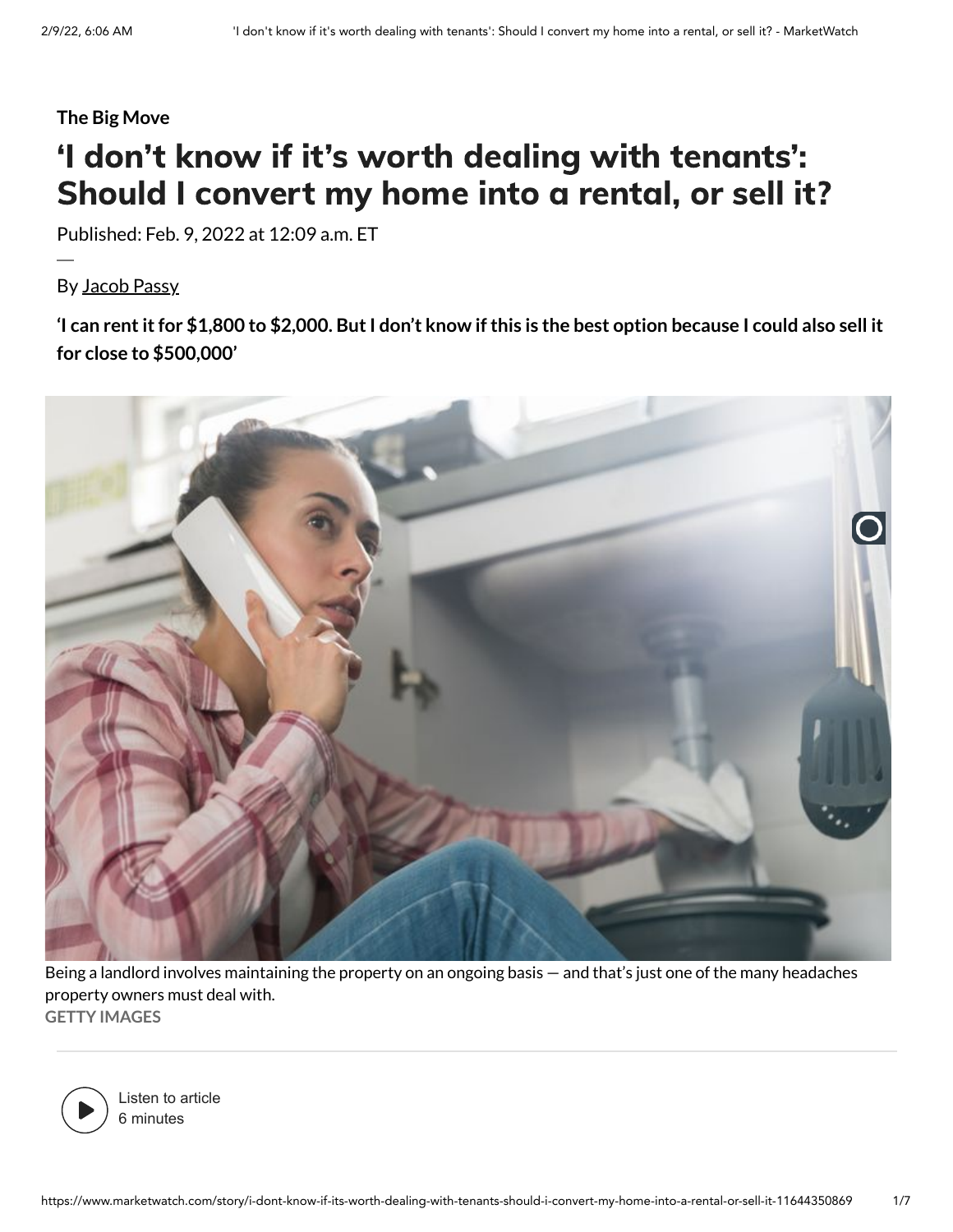**The Big Move**

# ‘I don’t know if it’s worth dealing with tenants’: Should I convert my home into a rental, or sell it?

Published: Feb. 9, 2022 at 12:09 a.m. ET

By Jacob Passy

**‘I can rent it for $1,800 to $2,000. But I don’t know if this is the best option because I could also sell it for close to $500,000’**

Being a landlord involves maintaining the property on an ongoing basis — and that’s just one of the many headaches property owners must deal with.
GETTY IMAGES

Listen to article
6 minutes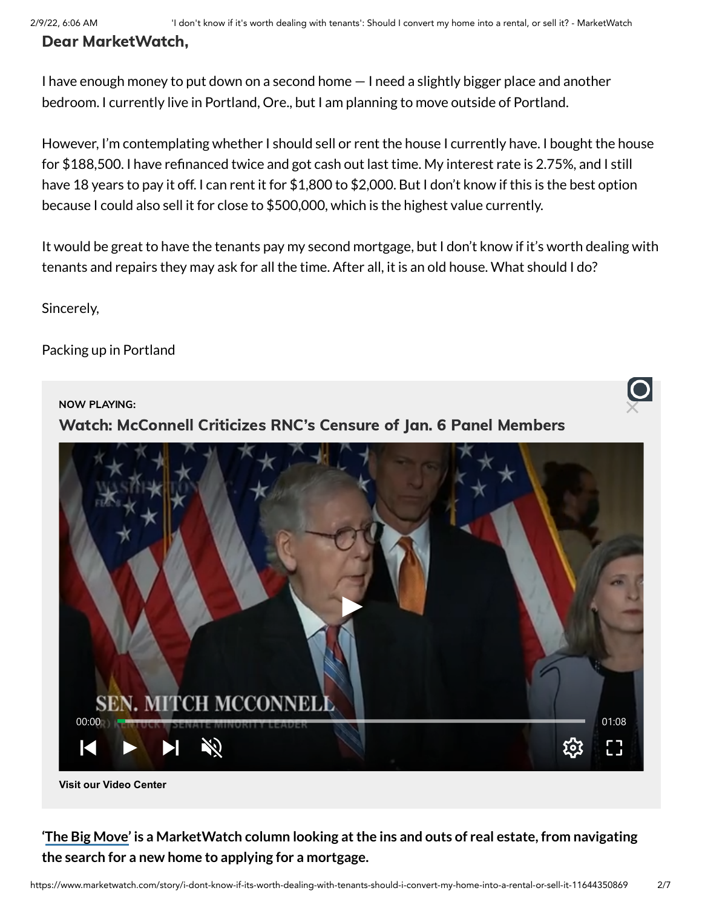**Dear MarketWatch,**

I have enough money to put down on a second home — I need a slightly bigger place and another bedroom. I currently live in Portland, Ore., but I am planning to move outside of Portland.

However, I'm contemplating whether I should sell or rent the house I currently have. I bought the house for $188,500. I have refinanced twice and got cash out last time. My interest rate is 2.75%, and I still have 18 years to pay it off. I can rent it for $1,800 to $2,000. But I don't know if this is the best option because I could also sell it for close to $500,000, which is the highest value currently.

It would be great to have the tenants pay my second mortgage, but I don't know if it's worth dealing with tenants and repairs they may ask for all the time. After all, it is an old house. What should I do?

Sincerely,

Packing up in Portland

**NOW PLAYING:**

**Watch: McConnell Criticizes RNC's Censure of Jan. 6 Panel Members**

**Visit our Video Center**

**'The Big Move' is a MarketWatch column looking at the ins and outs of real estate, from navigating the search for a new home to applying for a mortgage.**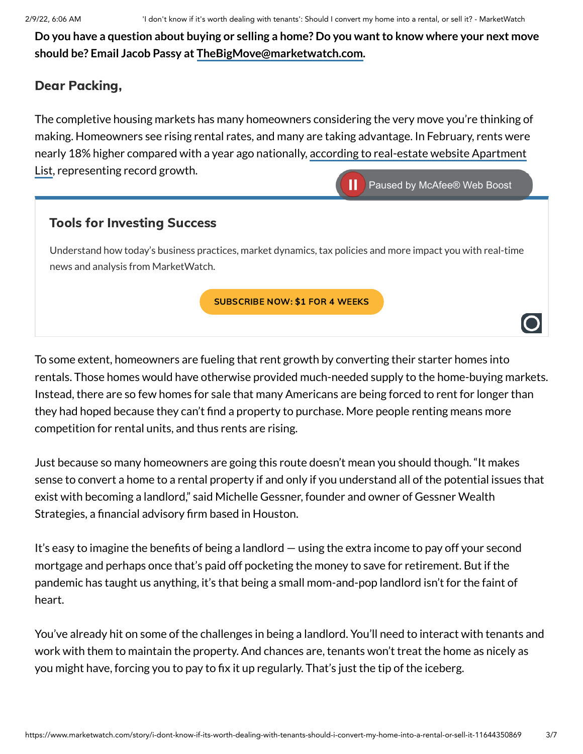**Do you have a question about buying or selling a home? Do you want to know where your next move should be? Email Jacob Passy at TheBigMove@marketwatch.com.**

## Dear Packing,

The completive housing markets has many homeowners considering the very move you're thinking of making. Homeowners see rising rental rates, and many are taking advantage. In February, rents were nearly 18% higher compared with a year ago nationally, according to real-estate website Apartment List, representing record growth.

### Tools for Investing Success

Understand how today's business practices, market dynamics, tax policies and more impact you with real-time news and analysis from MarketWatch.

SUBSCRIBE NOW: $1 FOR 4 WEEKS

To some extent, homeowners are fueling that rent growth by converting their starter homes into rentals. Those homes would have otherwise provided much-needed supply to the home-buying markets. Instead, there are so few homes for sale that many Americans are being forced to rent for longer than they had hoped because they can't find a property to purchase. More people renting means more competition for rental units, and thus rents are rising.

Just because so many homeowners are going this route doesn't mean you should though. "It makes sense to convert a home to a rental property if and only if you understand all of the potential issues that exist with becoming a landlord," said Michelle Gessner, founder and owner of Gessner Wealth Strategies, a financial advisory firm based in Houston.

It's easy to imagine the benefits of being a landlord — using the extra income to pay off your second mortgage and perhaps once that's paid off pocketing the money to save for retirement. But if the pandemic has taught us anything, it's that being a small mom-and-pop landlord isn't for the faint of heart.

You've already hit on some of the challenges in being a landlord. You'll need to interact with tenants and work with them to maintain the property. And chances are, tenants won't treat the home as nicely as you might have, forcing you to pay to fix it up regularly. That's just the tip of the iceberg.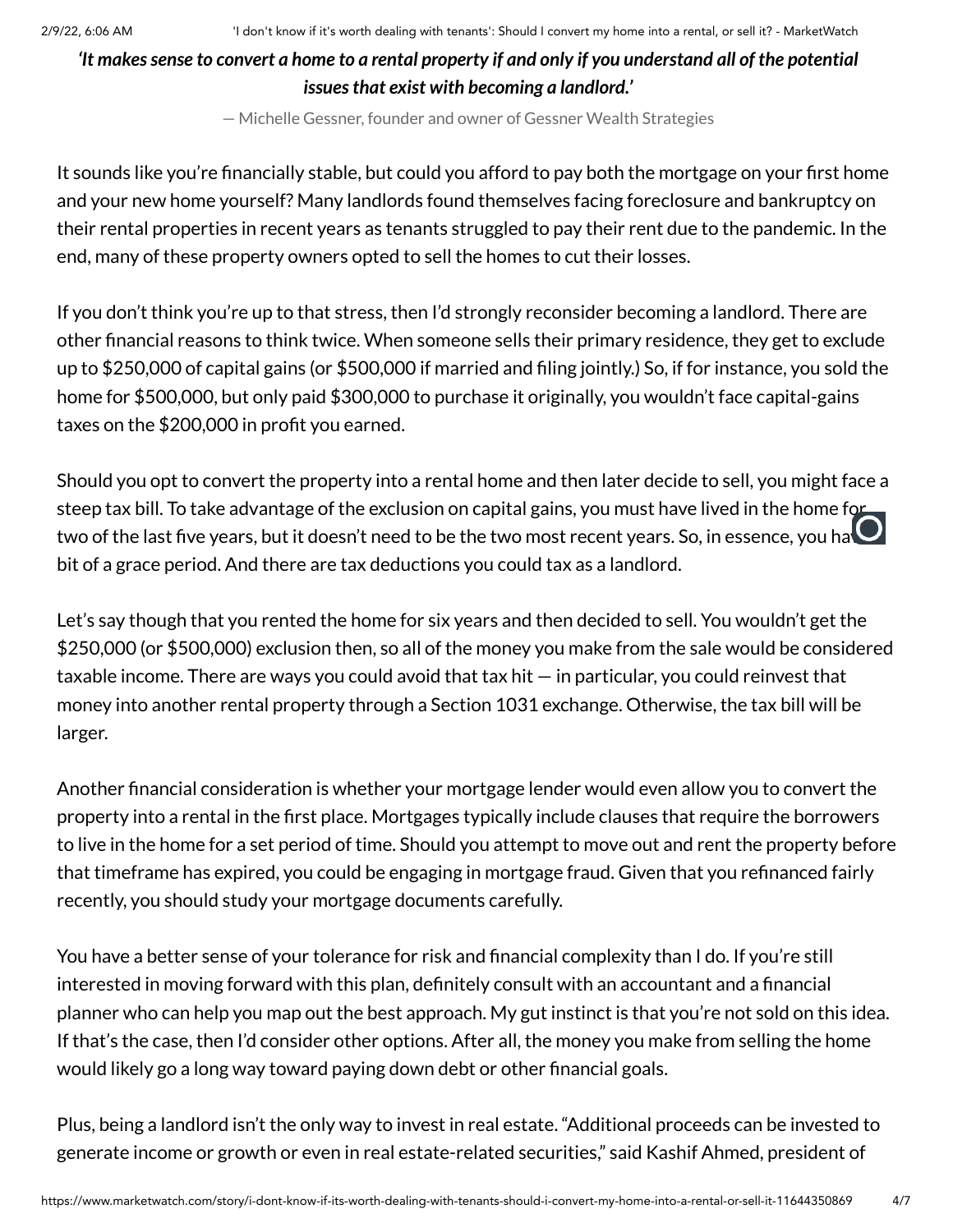***'It makes sense to convert a home to a rental property if and only if you understand all of the potential issues that exist with becoming a landlord.'***

— Michelle Gessner, founder and owner of Gessner Wealth Strategies

It sounds like you're financially stable, but could you afford to pay both the mortgage on your first home and your new home yourself? Many landlords found themselves facing foreclosure and bankruptcy on their rental properties in recent years as tenants struggled to pay their rent due to the pandemic. In the end, many of these property owners opted to sell the homes to cut their losses.

If you don't think you're up to that stress, then I'd strongly reconsider becoming a landlord. There are other financial reasons to think twice. When someone sells their primary residence, they get to exclude up to $250,000 of capital gains (or $500,000 if married and filing jointly.) So, if for instance, you sold the home for $500,000, but only paid $300,000 to purchase it originally, you wouldn't face capital-gains taxes on the $200,000 in profit you earned.

Should you opt to convert the property into a rental home and then later decide to sell, you might face a steep tax bill. To take advantage of the exclusion on capital gains, you must have lived in the home for two of the last five years, but it doesn't need to be the two most recent years. So, in essence, you have a bit of a grace period. And there are tax deductions you could tax as a landlord.

Let's say though that you rented the home for six years and then decided to sell. You wouldn't get the $250,000 (or $500,000) exclusion then, so all of the money you make from the sale would be considered taxable income. There are ways you could avoid that tax hit — in particular, you could reinvest that money into another rental property through a Section 1031 exchange. Otherwise, the tax bill will be larger.

Another financial consideration is whether your mortgage lender would even allow you to convert the property into a rental in the first place. Mortgages typically include clauses that require the borrowers to live in the home for a set period of time. Should you attempt to move out and rent the property before that timeframe has expired, you could be engaging in mortgage fraud. Given that you refinanced fairly recently, you should study your mortgage documents carefully.

You have a better sense of your tolerance for risk and financial complexity than I do. If you're still interested in moving forward with this plan, definitely consult with an accountant and a financial planner who can help you map out the best approach. My gut instinct is that you're not sold on this idea. If that's the case, then I'd consider other options. After all, the money you make from selling the home would likely go a long way toward paying down debt or other financial goals.

Plus, being a landlord isn't the only way to invest in real estate. "Additional proceeds can be invested to generate income or growth or even in real estate-related securities," said Kashif Ahmed, president of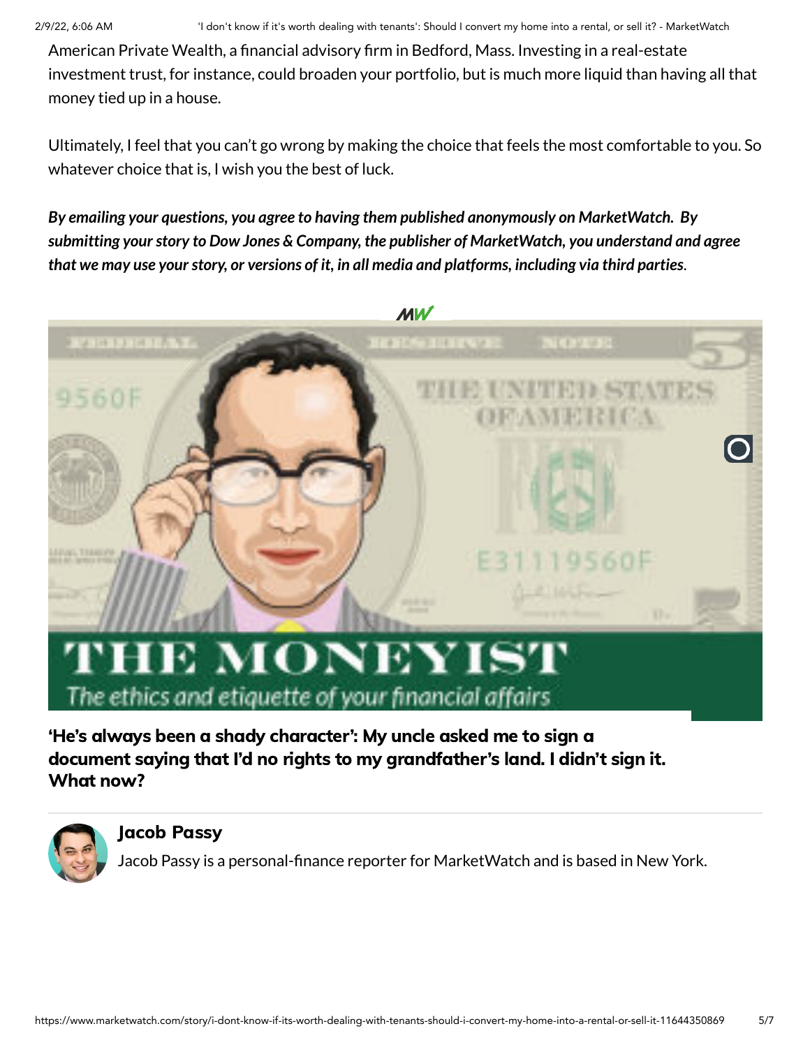American Private Wealth, a financial advisory firm in Bedford, Mass. Investing in a real-estate investment trust, for instance, could broaden your portfolio, but is much more liquid than having all that money tied up in a house.

Ultimately, I feel that you can't go wrong by making the choice that feels the most comfortable to you. So whatever choice that is, I wish you the best of luck.

***By emailing your questions, you agree to having them published anonymously on MarketWatch. By submitting your story to Dow Jones & Company, the publisher of MarketWatch, you understand and agree that we may use your story, or versions of it, in all media and platforms, including via third parties.***

**'He's always been a shady character': My uncle asked me to sign a document saying that I'd no rights to my grandfather's land. I didn't sign it. What now?**

**Jacob Passy**

Jacob Passy is a personal-finance reporter for MarketWatch and is based in New York.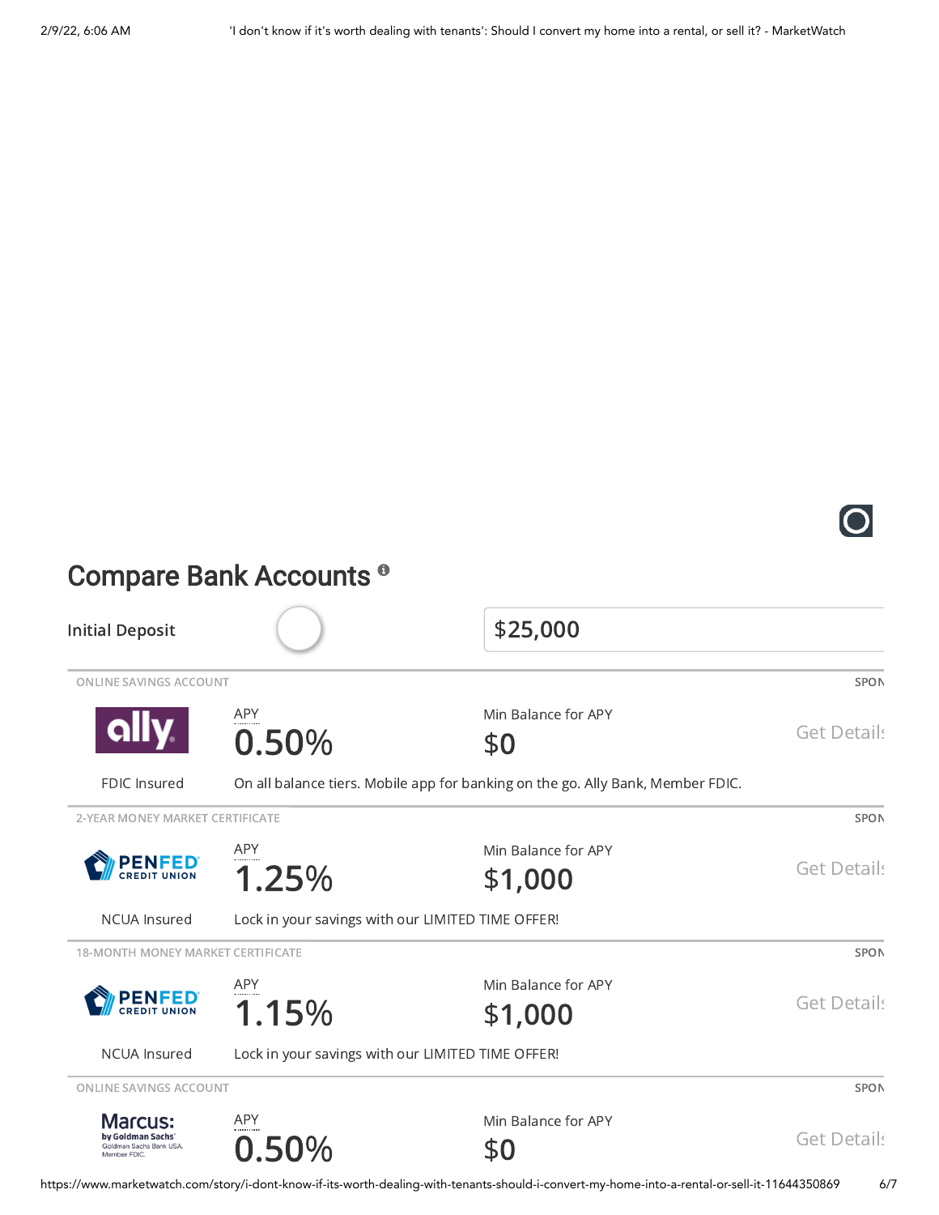## Compare Bank Accounts

Initial Deposit $25,000

| Account Type | Institution | APY | Min Balance for APY | |
|---|---|---|---|---|
| ONLINE SAVINGS ACCOUNT | ally — FDIC Insured | 0.50% | $0 | Get Details |
| | | On all balance tiers. Mobile app for banking on the go. Ally Bank, Member FDIC. | | |
| 2-YEAR MONEY MARKET CERTIFICATE | PENFED CREDIT UNION — NCUA Insured | 1.25% | $1,000 | Get Details |
| | | Lock in your savings with our LIMITED TIME OFFER! | | |
| 18-MONTH MONEY MARKET CERTIFICATE | PENFED CREDIT UNION — NCUA Insured | 1.15% | $1,000 | Get Details |
| | | Lock in your savings with our LIMITED TIME OFFER! | | |
| ONLINE SAVINGS ACCOUNT | Marcus: by Goldman Sachs. Goldman Sachs Bank USA. Member FDIC. | 0.50% | $0 | Get Details |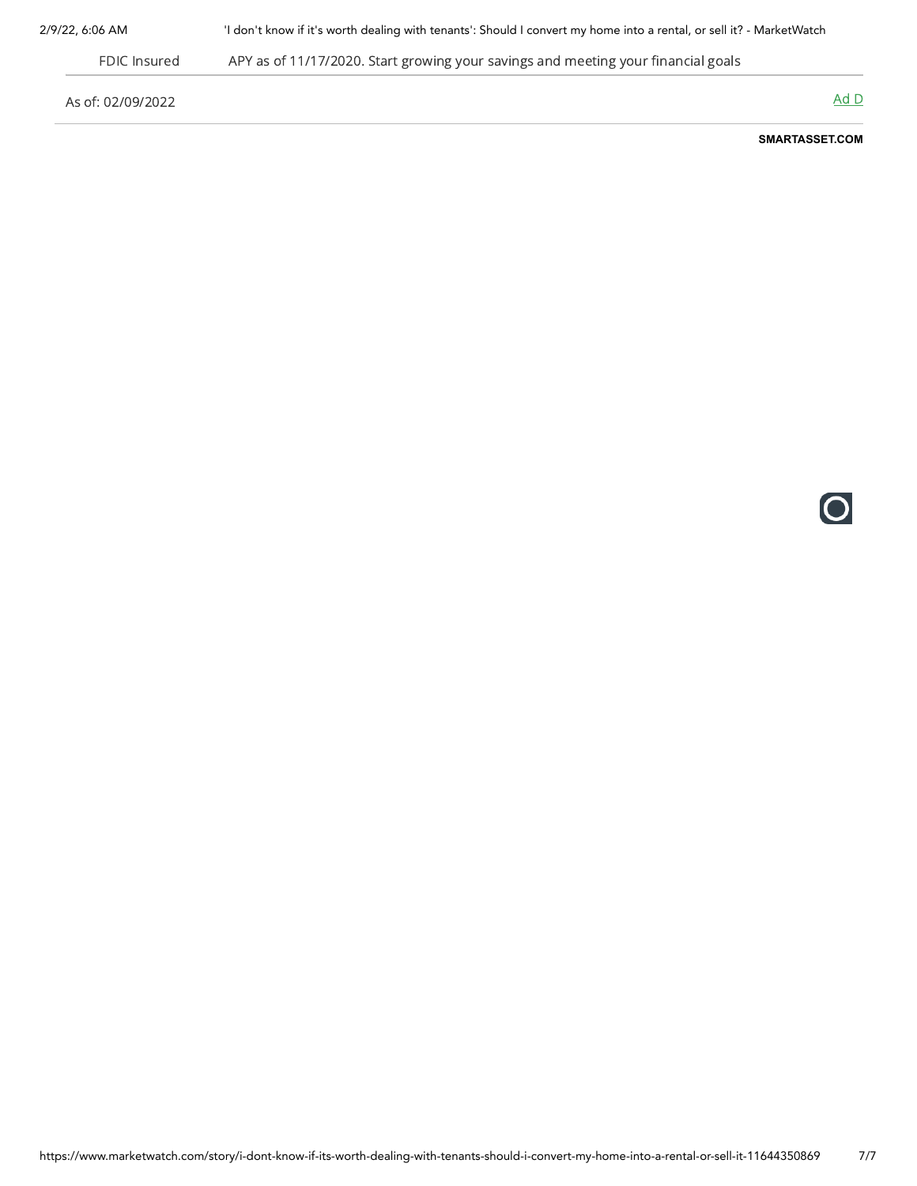FDIC Insured | APY as of 11/17/2020. Start growing your savings and meeting your financial goals

As of: 02/09/2022

Ad D

SMARTASSET.COM